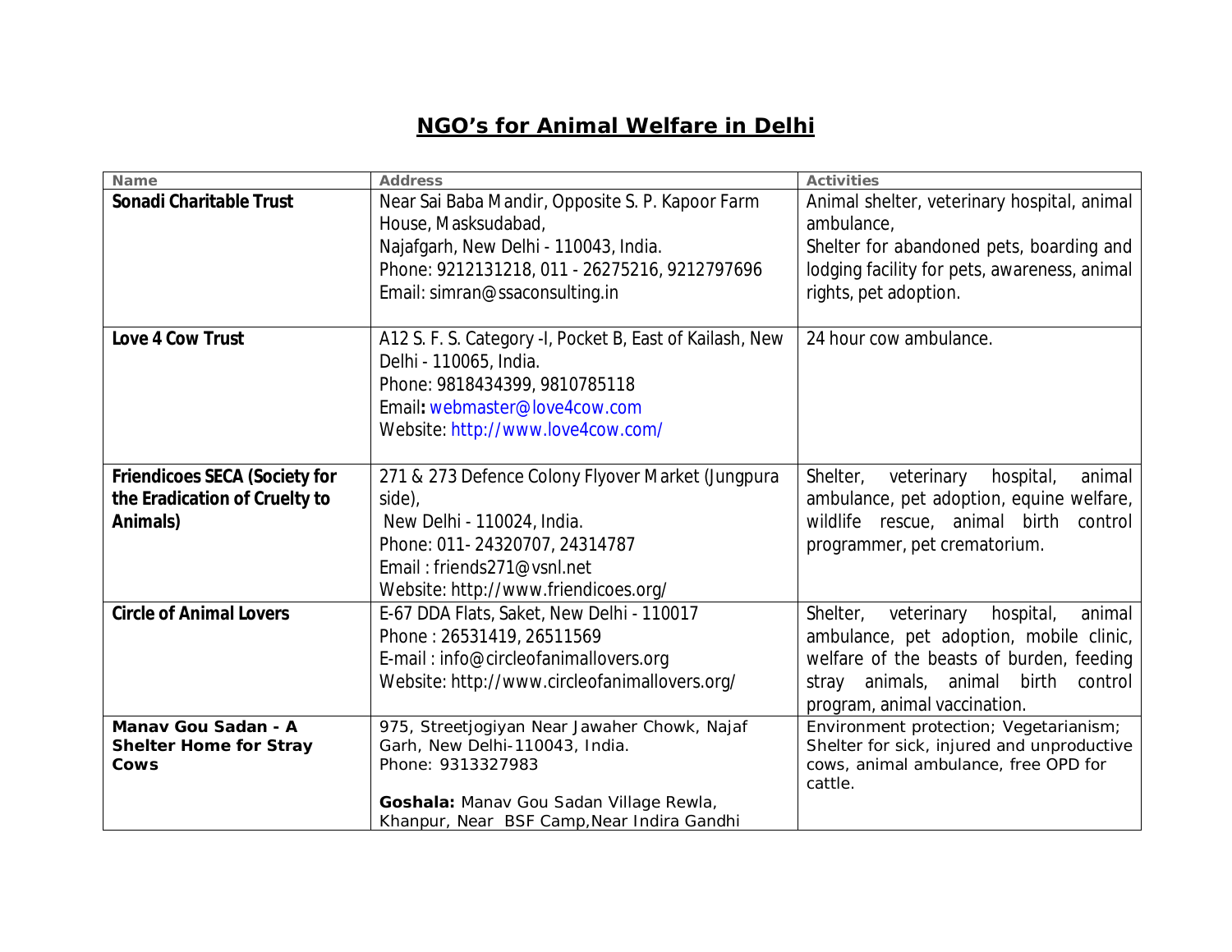# NGO's for Animal Welfare in Delhi

| Name | Address | Activities |
|---|---|---|
| **Sonadi Charitable Trust** | Near Sai Baba Mandir, Opposite S. P. Kapoor Farm House, Masksudabad,<br>Najafgarh, New Delhi - 110043, India.<br>Phone: 9212131218, 011 - 26275216, 9212797696<br>Email: simran@ssaconsulting.in | Animal shelter, veterinary hospital, animal ambulance,<br>Shelter for abandoned pets, boarding and lodging facility for pets, awareness, animal rights, pet adoption. |
| **Love 4 Cow Trust** | A12 S. F. S. Category -I, Pocket B, East of Kailash, New Delhi - 110065, India.<br>Phone: 9818434399, 9810785118<br>Email**:** webmaster@love4cow.com<br>Website: http://www.love4cow.com/ | 24 hour cow ambulance. |
| **Friendicoes SECA (Society for the Eradication of Cruelty to Animals)** | 271 & 273 Defence Colony Flyover Market (Jungpura side),<br>New Delhi - 110024, India.<br>Phone: 011- 24320707, 24314787<br>Email : friends271@vsnl.net<br>Website: http://www.friendicoes.org/ | Shelter, veterinary hospital, animal ambulance, pet adoption, equine welfare, wildlife rescue, animal birth control programmer, pet crematorium. |
| **Circle of Animal Lovers** | E-67 DDA Flats, Saket, New Delhi - 110017<br>Phone : 26531419, 26511569<br>E-mail : info@circleofanimallovers.org<br>Website: http://www.circleofanimallovers.org/ | Shelter, veterinary hospital, animal ambulance, pet adoption, mobile clinic, welfare of the beasts of burden, feeding stray animals, animal birth control program, animal vaccination. |
| **Manav Gou Sadan - A Shelter Home for Stray Cows** | 975, Streetjogiyan Near Jawaher Chowk, Najaf Garh, New Delhi-110043, India.<br>Phone: 9313327983<br><br>**Goshala:** Manav Gou Sadan Village Rewla, Khanpur, Near BSF Camp,Near Indira Gandhi | Environment protection; Vegetarianism; Shelter for sick, injured and unproductive cows, animal ambulance, free OPD for cattle. |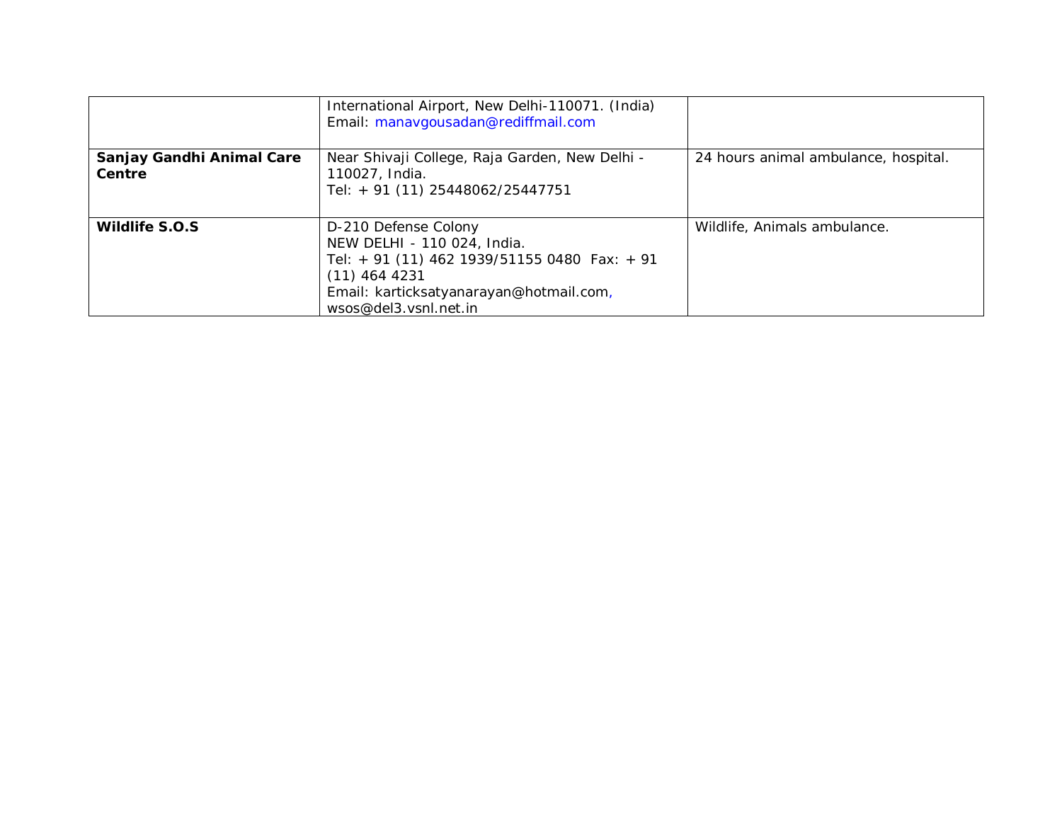| | | |
|---|---|---|
| | International Airport, New Delhi-110071. (India)<br>Email: manavgousadan@rediffmail.com | |
| **Sanjay Gandhi Animal Care Centre** | Near Shivaji College, Raja Garden, New Delhi - 110027, India.<br>Tel: + 91 (11) 25448062/25447751 | 24 hours animal ambulance, hospital. |
| **Wildlife S.O.S** | D-210 Defense Colony<br>NEW DELHI - 110 024, India.<br>Tel: + 91 (11) 462 1939/51155 0480 Fax: + 91 (11) 464 4231<br>Email: karticksatyanarayan@hotmail.com, wsos@del3.vsnl.net.in | Wildlife, Animals ambulance. |